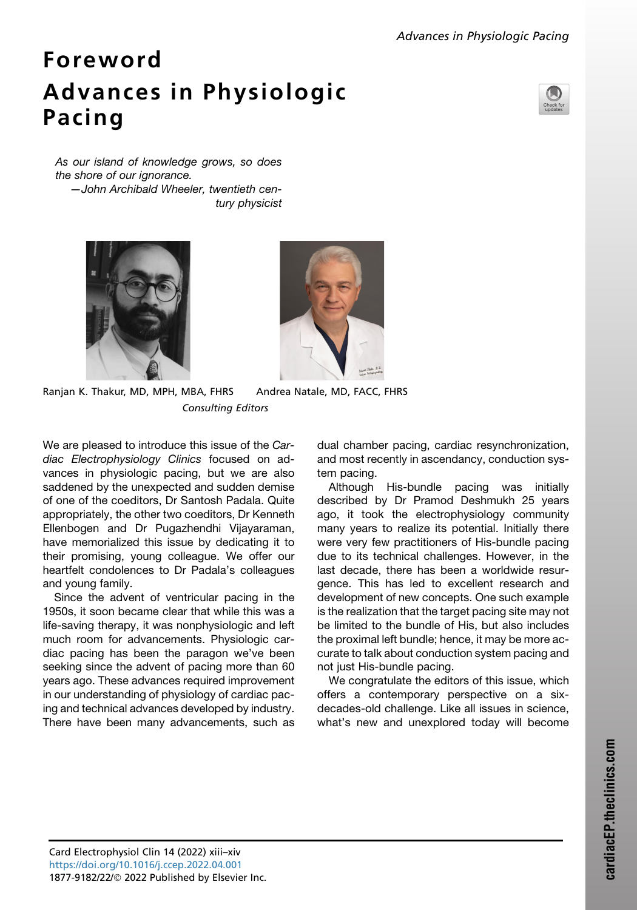# Foreword

# Advances in Physiologic Pacing

*As our island of knowledge grows, so does the shore of our ignorance.*
*—John Archibald Wheeler, twentieth century physicist*

Ranjan K. Thakur, MD, MPH, MBA, FHRS    Andrea Natale, MD, FACC, FHRS

*Consulting Editors*

We are pleased to introduce this issue of the *Cardiac Electrophysiology Clinics* focused on advances in physiologic pacing, but we are also saddened by the unexpected and sudden demise of one of the coeditors, Dr Santosh Padala. Quite appropriately, the other two coeditors, Dr Kenneth Ellenbogen and Dr Pugazhendhi Vijayaraman, have memorialized this issue by dedicating it to their promising, young colleague. We offer our heartfelt condolences to Dr Padala's colleagues and young family.

Since the advent of ventricular pacing in the 1950s, it soon became clear that while this was a life-saving therapy, it was nonphysiologic and left much room for advancements. Physiologic cardiac pacing has been the paragon we've been seeking since the advent of pacing more than 60 years ago. These advances required improvement in our understanding of physiology of cardiac pacing and technical advances developed by industry. There have been many advancements, such as dual chamber pacing, cardiac resynchronization, and most recently in ascendancy, conduction system pacing.

Although His-bundle pacing was initially described by Dr Pramod Deshmukh 25 years ago, it took the electrophysiology community many years to realize its potential. Initially there were very few practitioners of His-bundle pacing due to its technical challenges. However, in the last decade, there has been a worldwide resurgence. This has led to excellent research and development of new concepts. One such example is the realization that the target pacing site may not be limited to the bundle of His, but also includes the proximal left bundle; hence, it may be more accurate to talk about conduction system pacing and not just His-bundle pacing.

We congratulate the editors of this issue, which offers a contemporary perspective on a six-decades-old challenge. Like all issues in science, what's new and unexplored today will become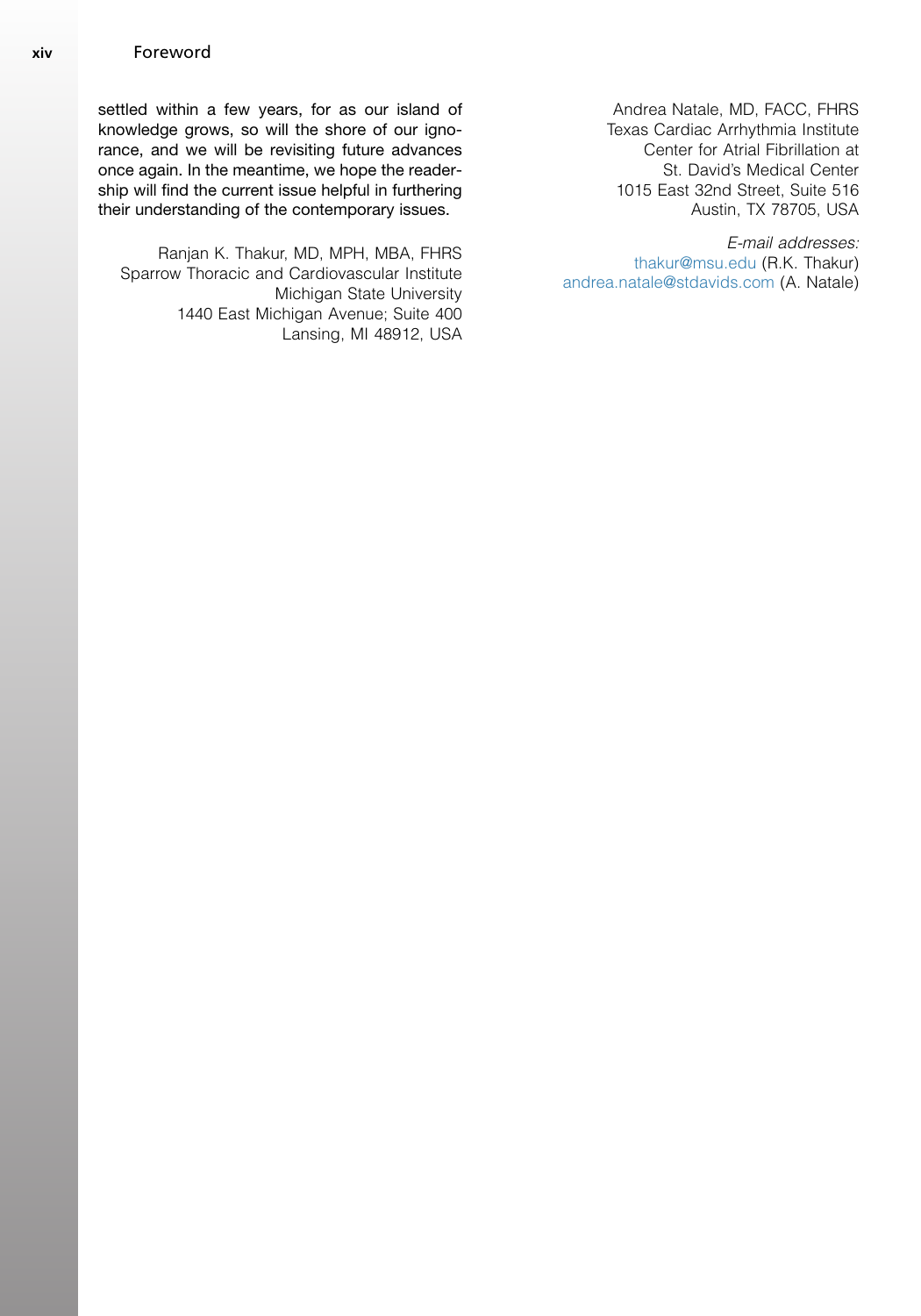settled within a few years, for as our island of knowledge grows, so will the shore of our ignorance, and we will be revisiting future advances once again. In the meantime, we hope the readership will find the current issue helpful in furthering their understanding of the contemporary issues.

Ranjan K. Thakur, MD, MPH, MBA, FHRS
Sparrow Thoracic and Cardiovascular Institute
Michigan State University
1440 East Michigan Avenue; Suite 400
Lansing, MI 48912, USA

Andrea Natale, MD, FACC, FHRS
Texas Cardiac Arrhythmia Institute
Center for Atrial Fibrillation at
St. David's Medical Center
1015 East 32nd Street, Suite 516
Austin, TX 78705, USA

*E-mail addresses:*
thakur@msu.edu (R.K. Thakur)
andrea.natale@stdavids.com (A. Natale)